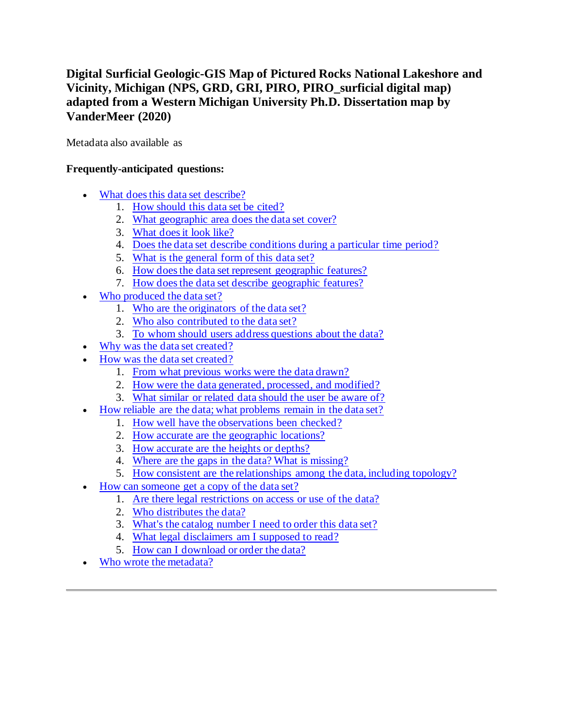# Digital Surficial Geologic-GIS Map of Pictured Rocks National Lakeshore and Vicinity, Michigan (NPS, GRD, GRI, PIRO, PIRO_surficial digital map) adapted from a Western Michigan University Ph.D. Dissertation map by VanderMeer (2020)

Metadata also available as

**Frequently-anticipated questions:**

- What does this data set describe?
  1. How should this data set be cited?
  2. What geographic area does the data set cover?
  3. What does it look like?
  4. Does the data set describe conditions during a particular time period?
  5. What is the general form of this data set?
  6. How does the data set represent geographic features?
  7. How does the data set describe geographic features?
- Who produced the data set?
  1. Who are the originators of the data set?
  2. Who also contributed to the data set?
  3. To whom should users address questions about the data?
- Why was the data set created?
- How was the data set created?
  1. From what previous works were the data drawn?
  2. How were the data generated, processed, and modified?
  3. What similar or related data should the user be aware of?
- How reliable are the data; what problems remain in the data set?
  1. How well have the observations been checked?
  2. How accurate are the geographic locations?
  3. How accurate are the heights or depths?
  4. Where are the gaps in the data? What is missing?
  5. How consistent are the relationships among the data, including topology?
- How can someone get a copy of the data set?
  1. Are there legal restrictions on access or use of the data?
  2. Who distributes the data?
  3. What's the catalog number I need to order this data set?
  4. What legal disclaimers am I supposed to read?
  5. How can I download or order the data?
- Who wrote the metadata?

---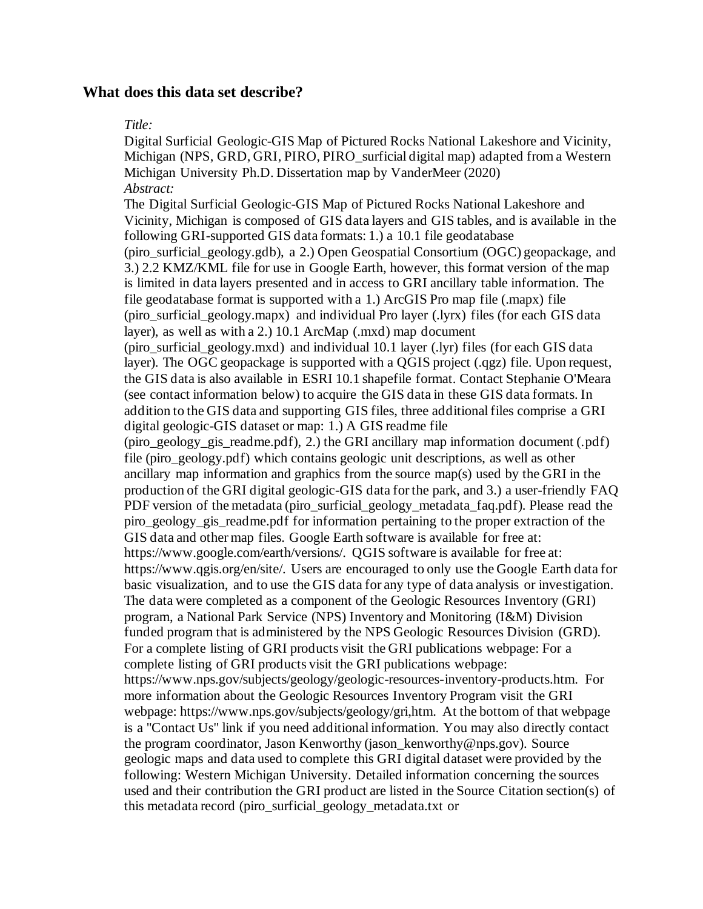## What does this data set describe?

*Title:*

Digital Surficial Geologic-GIS Map of Pictured Rocks National Lakeshore and Vicinity, Michigan (NPS, GRD, GRI, PIRO, PIRO_surficial digital map) adapted from a Western Michigan University Ph.D. Dissertation map by VanderMeer (2020)

*Abstract:*

The Digital Surficial Geologic-GIS Map of Pictured Rocks National Lakeshore and Vicinity, Michigan is composed of GIS data layers and GIS tables, and is available in the following GRI-supported GIS data formats: 1.) a 10.1 file geodatabase (piro_surficial_geology.gdb), a 2.) Open Geospatial Consortium (OGC) geopackage, and 3.) 2.2 KMZ/KML file for use in Google Earth, however, this format version of the map is limited in data layers presented and in access to GRI ancillary table information. The file geodatabase format is supported with a 1.) ArcGIS Pro map file (.mapx) file (piro_surficial_geology.mapx) and individual Pro layer (.lyrx) files (for each GIS data layer), as well as with a 2.) 10.1 ArcMap (.mxd) map document (piro_surficial_geology.mxd) and individual 10.1 layer (.lyr) files (for each GIS data layer). The OGC geopackage is supported with a QGIS project (.qgz) file. Upon request, the GIS data is also available in ESRI 10.1 shapefile format. Contact Stephanie O'Meara (see contact information below) to acquire the GIS data in these GIS data formats. In addition to the GIS data and supporting GIS files, three additional files comprise a GRI digital geologic-GIS dataset or map: 1.) A GIS readme file (piro_geology_gis_readme.pdf), 2.) the GRI ancillary map information document (.pdf) file (piro_geology.pdf) which contains geologic unit descriptions, as well as other ancillary map information and graphics from the source map(s) used by the GRI in the production of the GRI digital geologic-GIS data for the park, and 3.) a user-friendly FAQ PDF version of the metadata (piro_surficial_geology_metadata_faq.pdf). Please read the piro_geology_gis_readme.pdf for information pertaining to the proper extraction of the GIS data and other map files. Google Earth software is available for free at: https://www.google.com/earth/versions/. QGIS software is available for free at: https://www.qgis.org/en/site/. Users are encouraged to only use the Google Earth data for basic visualization, and to use the GIS data for any type of data analysis or investigation. The data were completed as a component of the Geologic Resources Inventory (GRI) program, a National Park Service (NPS) Inventory and Monitoring (I&M) Division funded program that is administered by the NPS Geologic Resources Division (GRD). For a complete listing of GRI products visit the GRI publications webpage: For a complete listing of GRI products visit the GRI publications webpage: https://www.nps.gov/subjects/geology/geologic-resources-inventory-products.htm. For more information about the Geologic Resources Inventory Program visit the GRI webpage: https://www.nps.gov/subjects/geology/gri,htm. At the bottom of that webpage is a "Contact Us" link if you need additional information. You may also directly contact the program coordinator, Jason Kenworthy (jason_kenworthy@nps.gov). Source geologic maps and data used to complete this GRI digital dataset were provided by the following: Western Michigan University. Detailed information concerning the sources used and their contribution the GRI product are listed in the Source Citation section(s) of this metadata record (piro_surficial_geology_metadata.txt or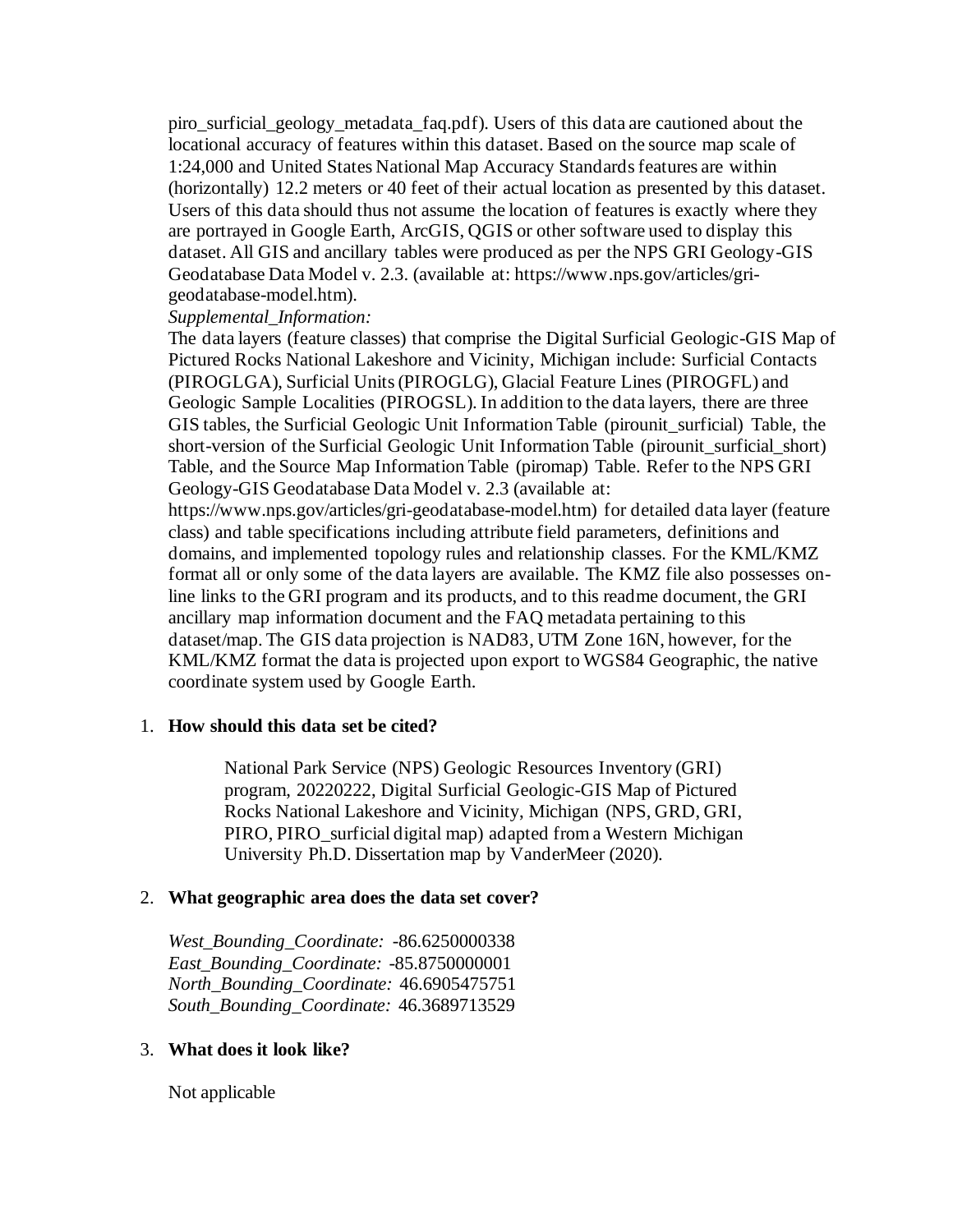piro_surficial_geology_metadata_faq.pdf). Users of this data are cautioned about the locational accuracy of features within this dataset. Based on the source map scale of 1:24,000 and United States National Map Accuracy Standards features are within (horizontally) 12.2 meters or 40 feet of their actual location as presented by this dataset. Users of this data should thus not assume the location of features is exactly where they are portrayed in Google Earth, ArcGIS, QGIS or other software used to display this dataset. All GIS and ancillary tables were produced as per the NPS GRI Geology-GIS Geodatabase Data Model v. 2.3. (available at: https://www.nps.gov/articles/gri-geodatabase-model.htm).

*Supplemental_Information:*

The data layers (feature classes) that comprise the Digital Surficial Geologic-GIS Map of Pictured Rocks National Lakeshore and Vicinity, Michigan include: Surficial Contacts (PIROGLGA), Surficial Units (PIROGLG), Glacial Feature Lines (PIROGFL) and Geologic Sample Localities (PIROGSL). In addition to the data layers, there are three GIS tables, the Surficial Geologic Unit Information Table (pirounit_surficial) Table, the short-version of the Surficial Geologic Unit Information Table (pirounit_surficial_short) Table, and the Source Map Information Table (piromap) Table. Refer to the NPS GRI Geology-GIS Geodatabase Data Model v. 2.3 (available at: https://www.nps.gov/articles/gri-geodatabase-model.htm) for detailed data layer (feature class) and table specifications including attribute field parameters, definitions and domains, and implemented topology rules and relationship classes. For the KML/KMZ format all or only some of the data layers are available. The KMZ file also possesses on-line links to the GRI program and its products, and to this readme document, the GRI ancillary map information document and the FAQ metadata pertaining to this dataset/map. The GIS data projection is NAD83, UTM Zone 16N, however, for the KML/KMZ format the data is projected upon export to WGS84 Geographic, the native coordinate system used by Google Earth.

1. **How should this data set be cited?**

   National Park Service (NPS) Geologic Resources Inventory (GRI) program, 20220222, Digital Surficial Geologic-GIS Map of Pictured Rocks National Lakeshore and Vicinity, Michigan (NPS, GRD, GRI, PIRO, PIRO_surficial digital map) adapted from a Western Michigan University Ph.D. Dissertation map by VanderMeer (2020).

2. **What geographic area does the data set cover?**

   *West_Bounding_Coordinate:* -86.6250000338
   *East_Bounding_Coordinate:* -85.8750000001
   *North_Bounding_Coordinate:* 46.6905475751
   *South_Bounding_Coordinate:* 46.3689713529

3. **What does it look like?**

   Not applicable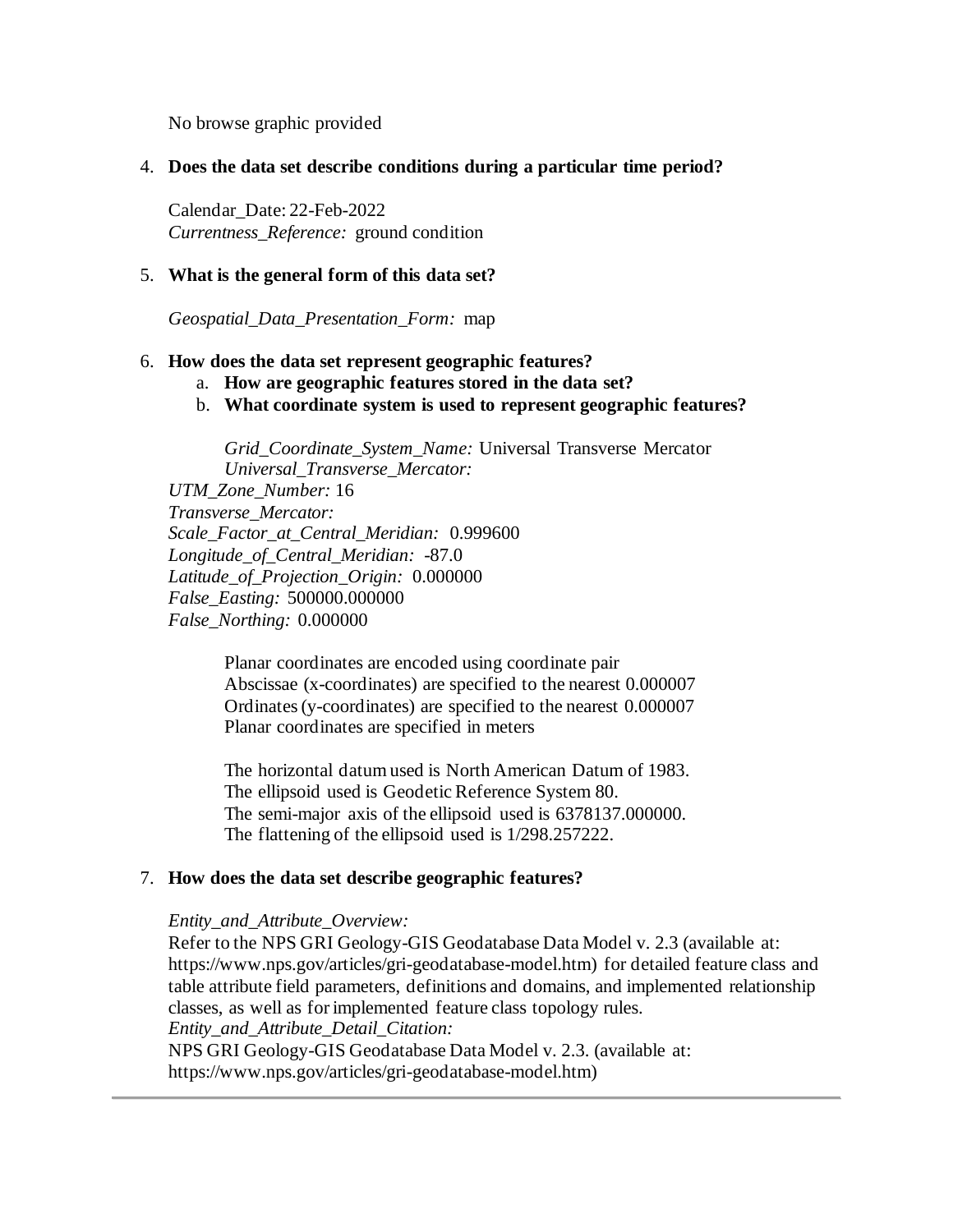No browse graphic provided

4. **Does the data set describe conditions during a particular time period?**

   Calendar_Date: 22-Feb-2022
   *Currentness_Reference:* ground condition

5. **What is the general form of this data set?**

   *Geospatial_Data_Presentation_Form:* map

6. **How does the data set represent geographic features?**
   a. **How are geographic features stored in the data set?**
   b. **What coordinate system is used to represent geographic features?**

      *Grid_Coordinate_System_Name:* Universal Transverse Mercator
      *Universal_Transverse_Mercator:*
   *UTM_Zone_Number:* 16
   *Transverse_Mercator:*
   *Scale_Factor_at_Central_Meridian:* 0.999600
   *Longitude_of_Central_Meridian:* -87.0
   *Latitude_of_Projection_Origin:* 0.000000
   *False_Easting:* 500000.000000
   *False_Northing:* 0.000000

      Planar coordinates are encoded using coordinate pair
      Abscissae (x-coordinates) are specified to the nearest 0.000007
      Ordinates (y-coordinates) are specified to the nearest 0.000007
      Planar coordinates are specified in meters

      The horizontal datum used is North American Datum of 1983.
      The ellipsoid used is Geodetic Reference System 80.
      The semi-major axis of the ellipsoid used is 6378137.000000.
      The flattening of the ellipsoid used is 1/298.257222.

7. **How does the data set describe geographic features?**

   *Entity_and_Attribute_Overview:*
   Refer to the NPS GRI Geology-GIS Geodatabase Data Model v. 2.3 (available at: https://www.nps.gov/articles/gri-geodatabase-model.htm) for detailed feature class and table attribute field parameters, definitions and domains, and implemented relationship classes, as well as for implemented feature class topology rules.
   *Entity_and_Attribute_Detail_Citation:*
   NPS GRI Geology-GIS Geodatabase Data Model v. 2.3. (available at: https://www.nps.gov/articles/gri-geodatabase-model.htm)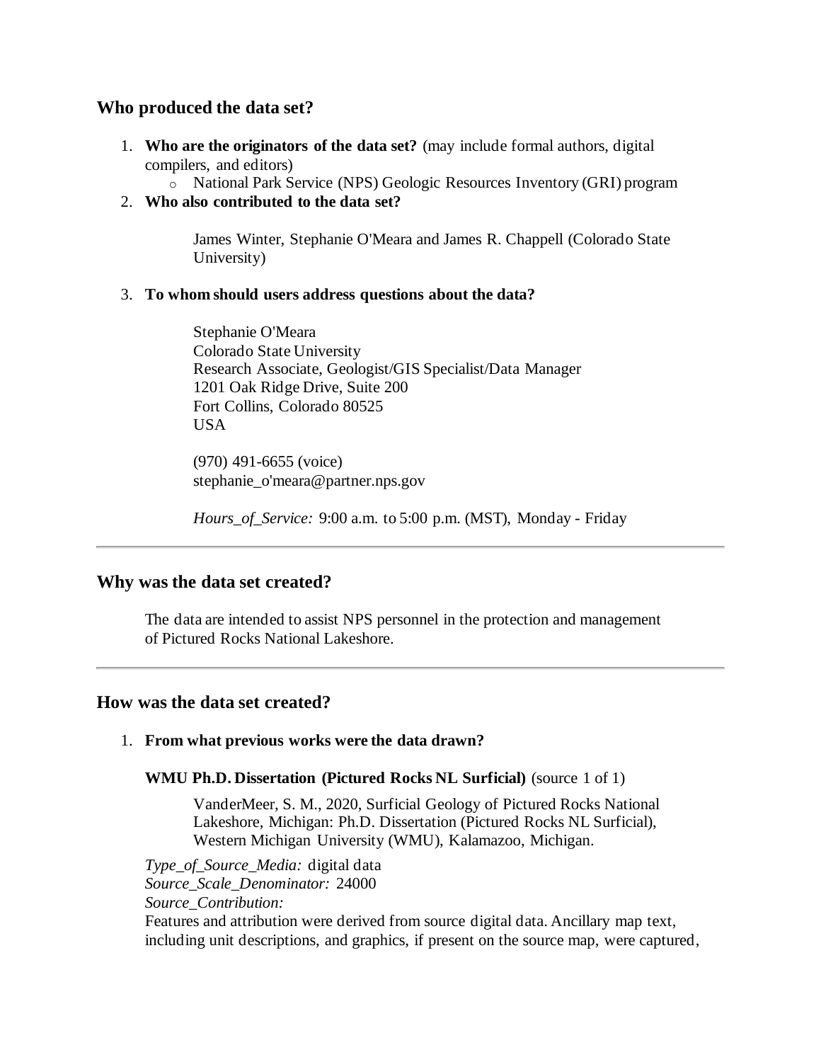## Who produced the data set?

1. **Who are the originators of the data set?** (may include formal authors, digital compilers, and editors)
   - National Park Service (NPS) Geologic Resources Inventory (GRI) program
2. **Who also contributed to the data set?**

   James Winter, Stephanie O'Meara and James R. Chappell (Colorado State University)

3. **To whom should users address questions about the data?**

   Stephanie O'Meara
   Colorado State University
   Research Associate, Geologist/GIS Specialist/Data Manager
   1201 Oak Ridge Drive, Suite 200
   Fort Collins, Colorado 80525
   USA

   (970) 491-6655 (voice)
   stephanie_o'meara@partner.nps.gov

   *Hours_of_Service:* 9:00 a.m. to 5:00 p.m. (MST), Monday - Friday

---

## Why was the data set created?

The data are intended to assist NPS personnel in the protection and management of Pictured Rocks National Lakeshore.

---

## How was the data set created?

1. **From what previous works were the data drawn?**

   **WMU Ph.D. Dissertation (Pictured Rocks NL Surficial)** (source 1 of 1)

   VanderMeer, S. M., 2020, Surficial Geology of Pictured Rocks National Lakeshore, Michigan: Ph.D. Dissertation (Pictured Rocks NL Surficial), Western Michigan University (WMU), Kalamazoo, Michigan.

   *Type_of_Source_Media:* digital data
   *Source_Scale_Denominator:* 24000
   *Source_Contribution:*
   Features and attribution were derived from source digital data. Ancillary map text, including unit descriptions, and graphics, if present on the source map, were captured,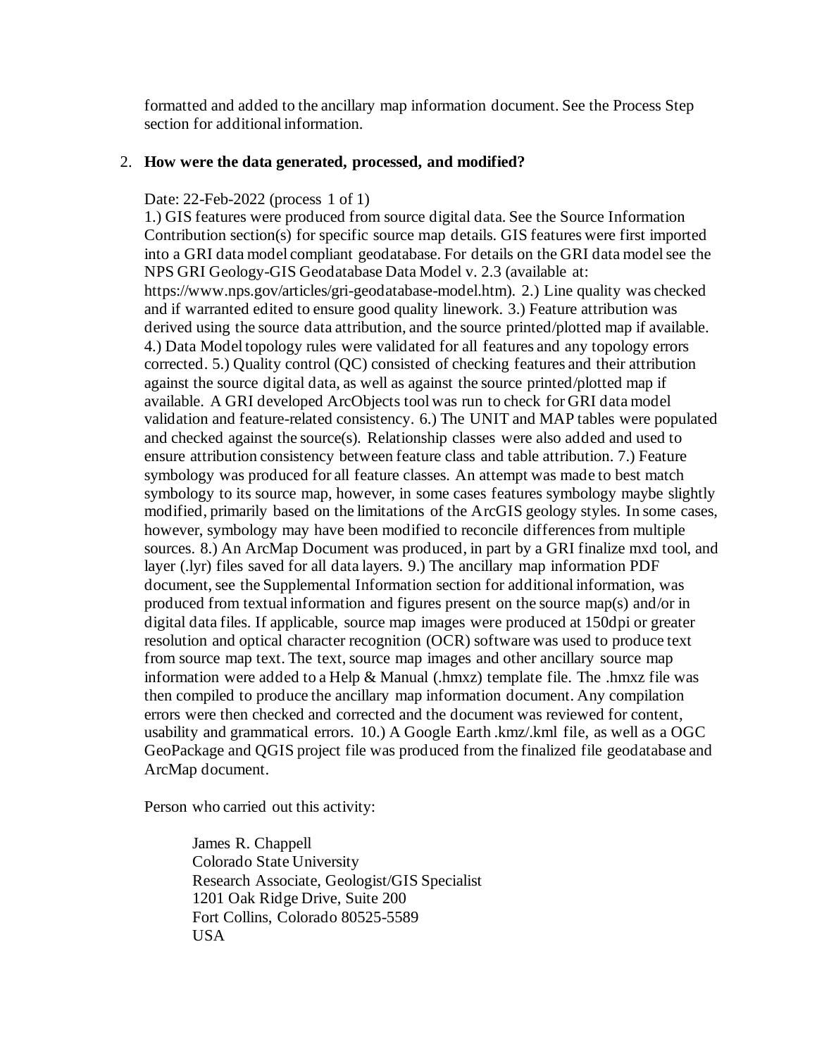formatted and added to the ancillary map information document. See the Process Step section for additional information.

2. **How were the data generated, processed, and modified?**

   Date: 22-Feb-2022 (process 1 of 1)
   1.) GIS features were produced from source digital data. See the Source Information Contribution section(s) for specific source map details. GIS features were first imported into a GRI data model compliant geodatabase. For details on the GRI data model see the NPS GRI Geology-GIS Geodatabase Data Model v. 2.3 (available at: https://www.nps.gov/articles/gri-geodatabase-model.htm). 2.) Line quality was checked and if warranted edited to ensure good quality linework. 3.) Feature attribution was derived using the source data attribution, and the source printed/plotted map if available. 4.) Data Model topology rules were validated for all features and any topology errors corrected. 5.) Quality control (QC) consisted of checking features and their attribution against the source digital data, as well as against the source printed/plotted map if available. A GRI developed ArcObjects tool was run to check for GRI data model validation and feature-related consistency. 6.) The UNIT and MAP tables were populated and checked against the source(s). Relationship classes were also added and used to ensure attribution consistency between feature class and table attribution. 7.) Feature symbology was produced for all feature classes. An attempt was made to best match symbology to its source map, however, in some cases features symbology maybe slightly modified, primarily based on the limitations of the ArcGIS geology styles. In some cases, however, symbology may have been modified to reconcile differences from multiple sources. 8.) An ArcMap Document was produced, in part by a GRI finalize mxd tool, and layer (.lyr) files saved for all data layers. 9.) The ancillary map information PDF document, see the Supplemental Information section for additional information, was produced from textual information and figures present on the source map(s) and/or in digital data files. If applicable, source map images were produced at 150dpi or greater resolution and optical character recognition (OCR) software was used to produce text from source map text. The text, source map images and other ancillary source map information were added to a Help & Manual (.hmxz) template file. The .hmxz file was then compiled to produce the ancillary map information document. Any compilation errors were then checked and corrected and the document was reviewed for content, usability and grammatical errors. 10.) A Google Earth .kmz/.kml file, as well as a OGC GeoPackage and QGIS project file was produced from the finalized file geodatabase and ArcMap document.

   Person who carried out this activity:

   James R. Chappell
   Colorado State University
   Research Associate, Geologist/GIS Specialist
   1201 Oak Ridge Drive, Suite 200
   Fort Collins, Colorado 80525-5589
   USA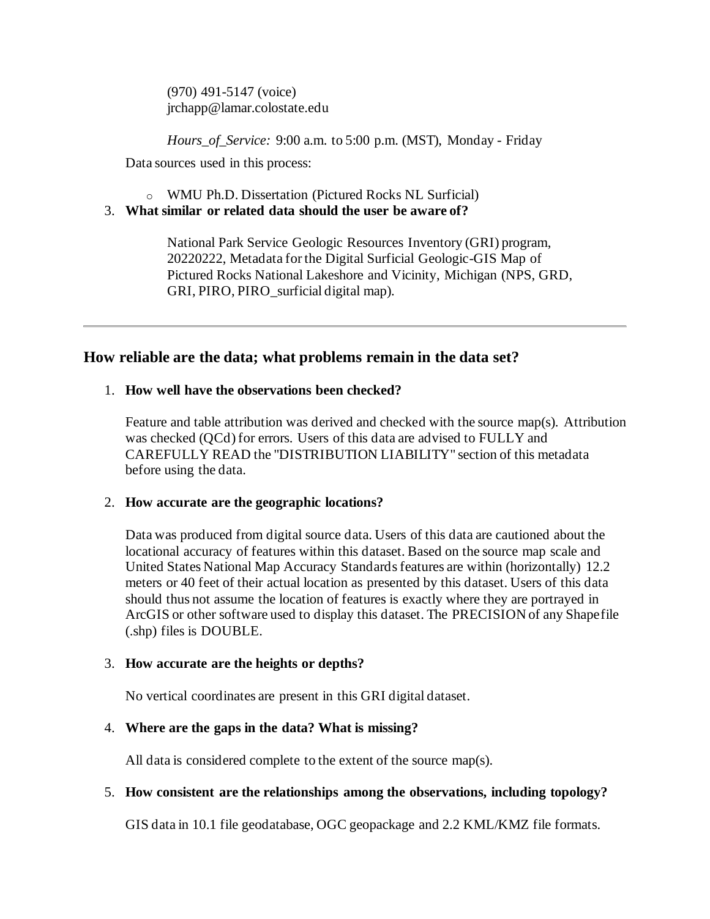(970) 491-5147 (voice)
jrchapp@lamar.colostate.edu

*Hours_of_Service:* 9:00 a.m. to 5:00 p.m. (MST), Monday - Friday

Data sources used in this process:

- WMU Ph.D. Dissertation (Pictured Rocks NL Surficial)

3. **What similar or related data should the user be aware of?**

   National Park Service Geologic Resources Inventory (GRI) program, 20220222, Metadata for the Digital Surficial Geologic-GIS Map of Pictured Rocks National Lakeshore and Vicinity, Michigan (NPS, GRD, GRI, PIRO, PIRO_surficial digital map).

---

## How reliable are the data; what problems remain in the data set?

1. **How well have the observations been checked?**

   Feature and table attribution was derived and checked with the source map(s). Attribution was checked (QCd) for errors. Users of this data are advised to FULLY and CAREFULLY READ the "DISTRIBUTION LIABILITY" section of this metadata before using the data.

2. **How accurate are the geographic locations?**

   Data was produced from digital source data. Users of this data are cautioned about the locational accuracy of features within this dataset. Based on the source map scale and United States National Map Accuracy Standards features are within (horizontally) 12.2 meters or 40 feet of their actual location as presented by this dataset. Users of this data should thus not assume the location of features is exactly where they are portrayed in ArcGIS or other software used to display this dataset. The PRECISION of any Shapefile (.shp) files is DOUBLE.

3. **How accurate are the heights or depths?**

   No vertical coordinates are present in this GRI digital dataset.

4. **Where are the gaps in the data? What is missing?**

   All data is considered complete to the extent of the source map(s).

5. **How consistent are the relationships among the observations, including topology?**

   GIS data in 10.1 file geodatabase, OGC geopackage and 2.2 KML/KMZ file formats.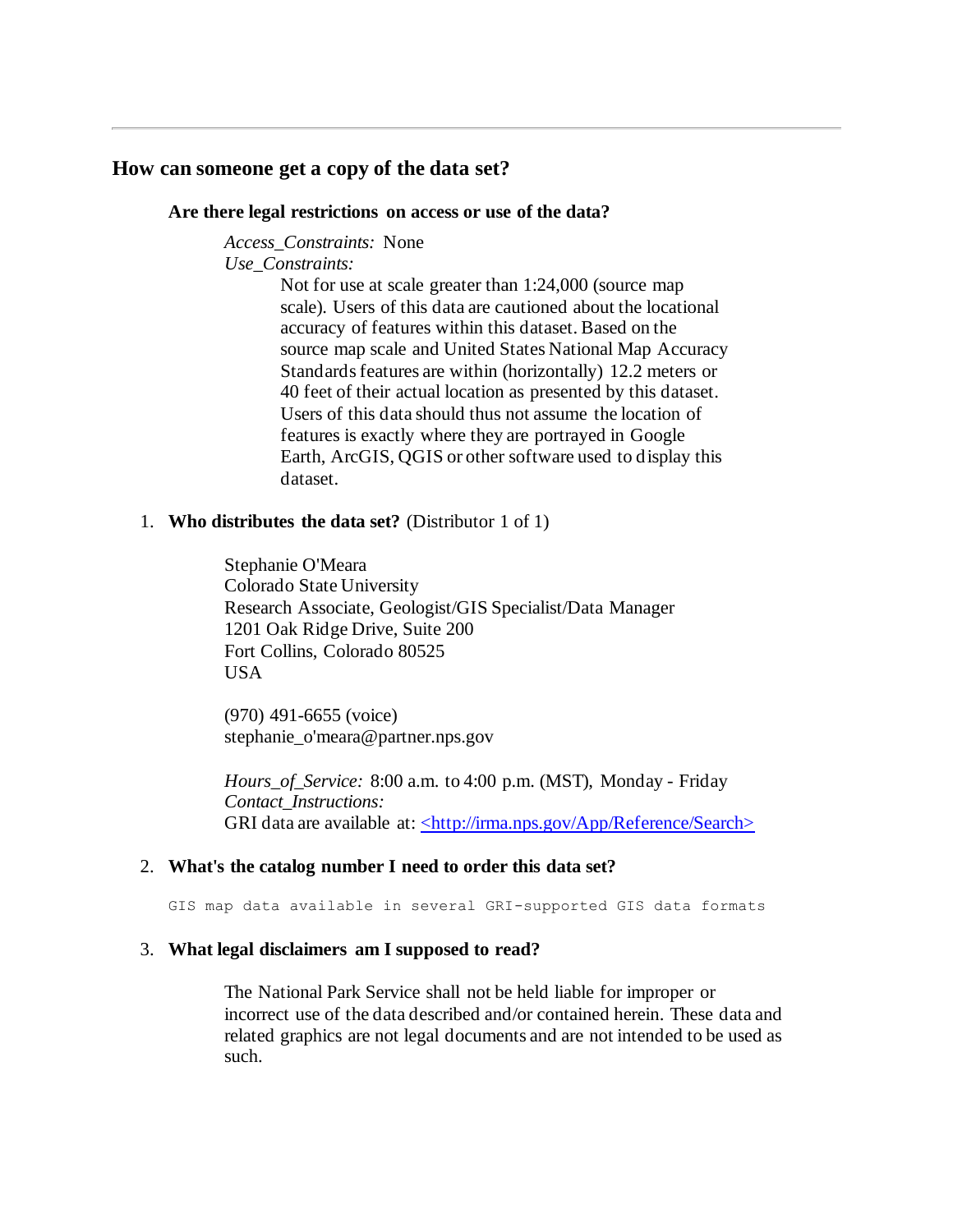---

## How can someone get a copy of the data set?

### Are there legal restrictions on access or use of the data?

*Access_Constraints:* None
*Use_Constraints:*

Not for use at scale greater than 1:24,000 (source map scale). Users of this data are cautioned about the locational accuracy of features within this dataset. Based on the source map scale and United States National Map Accuracy Standards features are within (horizontally) 12.2 meters or 40 feet of their actual location as presented by this dataset. Users of this data should thus not assume the location of features is exactly where they are portrayed in Google Earth, ArcGIS, QGIS or other software used to display this dataset.

1. **Who distributes the data set?** (Distributor 1 of 1)

   Stephanie O'Meara
   Colorado State University
   Research Associate, Geologist/GIS Specialist/Data Manager
   1201 Oak Ridge Drive, Suite 200
   Fort Collins, Colorado 80525
   USA

   (970) 491-6655 (voice)
   stephanie_o'meara@partner.nps.gov

   *Hours_of_Service:* 8:00 a.m. to 4:00 p.m. (MST), Monday - Friday
   *Contact_Instructions:*
   GRI data are available at: <http://irma.nps.gov/App/Reference/Search>

2. **What's the catalog number I need to order this data set?**

   ```
   GIS map data available in several GRI-supported GIS data formats
   ```

3. **What legal disclaimers am I supposed to read?**

   The National Park Service shall not be held liable for improper or incorrect use of the data described and/or contained herein. These data and related graphics are not legal documents and are not intended to be used as such.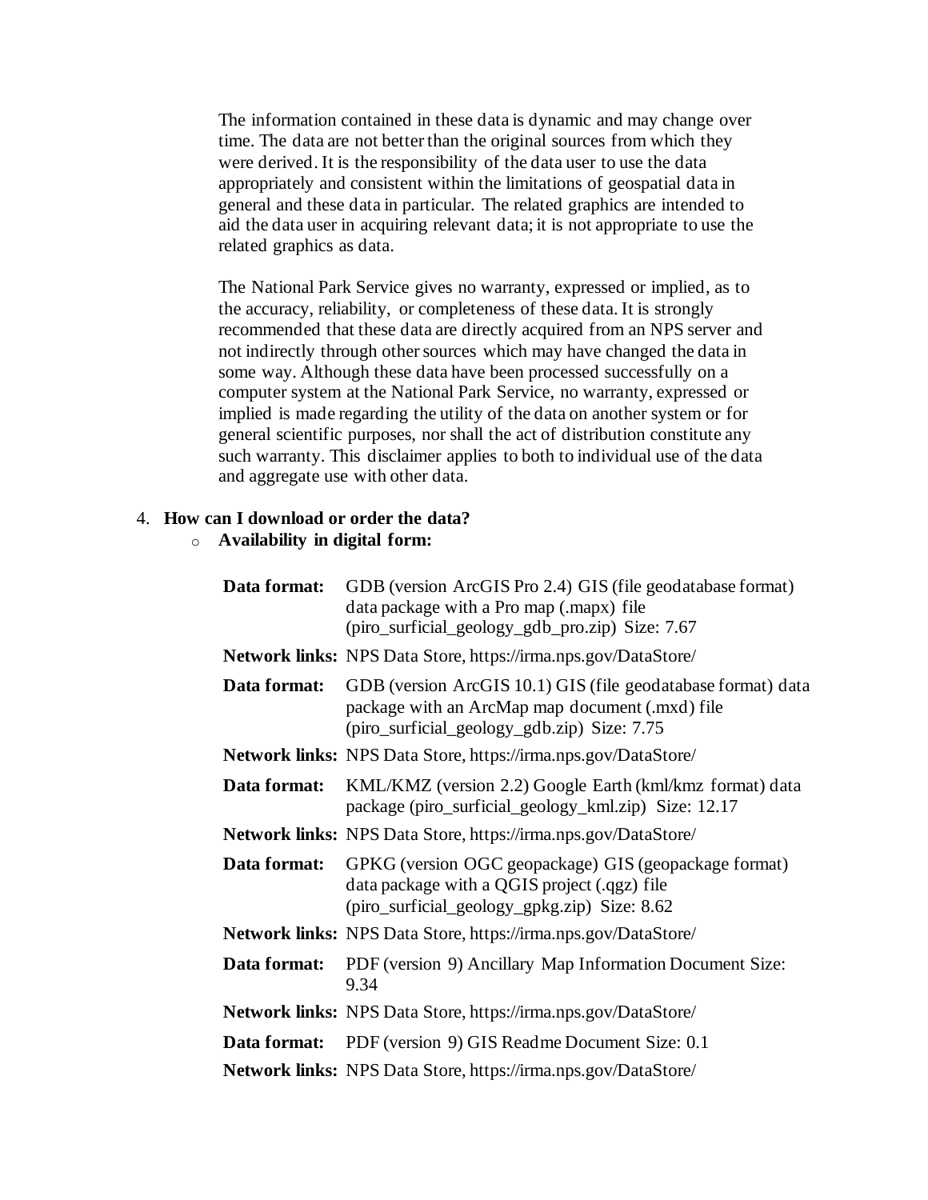The information contained in these data is dynamic and may change over time. The data are not better than the original sources from which they were derived. It is the responsibility of the data user to use the data appropriately and consistent within the limitations of geospatial data in general and these data in particular. The related graphics are intended to aid the data user in acquiring relevant data; it is not appropriate to use the related graphics as data.

The National Park Service gives no warranty, expressed or implied, as to the accuracy, reliability, or completeness of these data. It is strongly recommended that these data are directly acquired from an NPS server and not indirectly through other sources which may have changed the data in some way. Although these data have been processed successfully on a computer system at the National Park Service, no warranty, expressed or implied is made regarding the utility of the data on another system or for general scientific purposes, nor shall the act of distribution constitute any such warranty. This disclaimer applies to both to individual use of the data and aggregate use with other data.

4. **How can I download or order the data?**
   - **Availability in digital form:**

| | |
|---|---|
| **Data format:** | GDB (version ArcGIS Pro 2.4) GIS (file geodatabase format) data package with a Pro map (.mapx) file (piro_surficial_geology_gdb_pro.zip) Size: 7.67 |
| **Network links:** | NPS Data Store, https://irma.nps.gov/DataStore/ |
| **Data format:** | GDB (version ArcGIS 10.1) GIS (file geodatabase format) data package with an ArcMap map document (.mxd) file (piro_surficial_geology_gdb.zip) Size: 7.75 |
| **Network links:** | NPS Data Store, https://irma.nps.gov/DataStore/ |
| **Data format:** | KML/KMZ (version 2.2) Google Earth (kml/kmz format) data package (piro_surficial_geology_kml.zip) Size: 12.17 |
| **Network links:** | NPS Data Store, https://irma.nps.gov/DataStore/ |
| **Data format:** | GPKG (version OGC geopackage) GIS (geopackage format) data package with a QGIS project (.qgz) file (piro_surficial_geology_gpkg.zip) Size: 8.62 |
| **Network links:** | NPS Data Store, https://irma.nps.gov/DataStore/ |
| **Data format:** | PDF (version 9) Ancillary Map Information Document Size: 9.34 |
| **Network links:** | NPS Data Store, https://irma.nps.gov/DataStore/ |
| **Data format:** | PDF (version 9) GIS Readme Document Size: 0.1 |
| **Network links:** | NPS Data Store, https://irma.nps.gov/DataStore/ |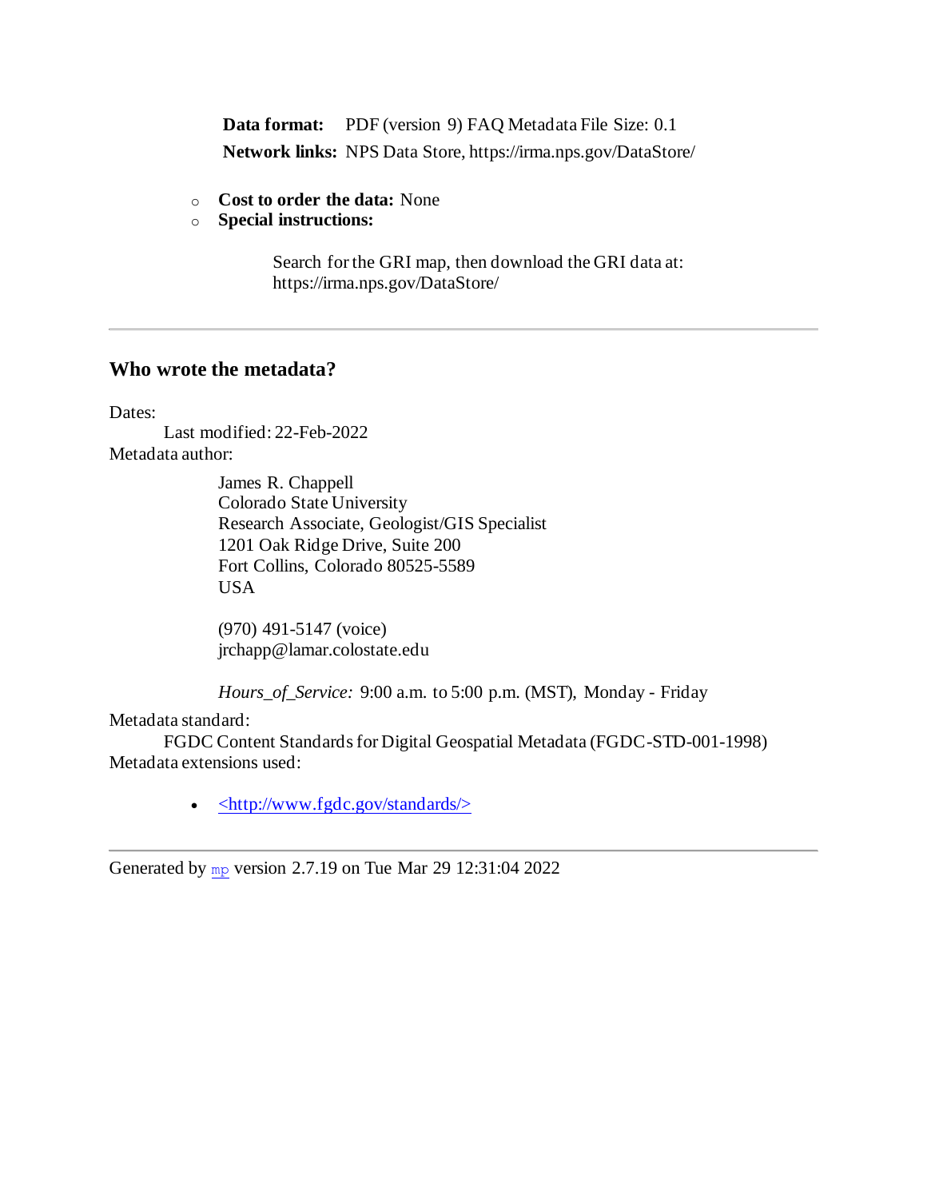**Data format:** PDF (version 9) FAQ Metadata File Size: 0.1

**Network links:** NPS Data Store, https://irma.nps.gov/DataStore/

- **Cost to order the data:** None
- **Special instructions:**

  Search for the GRI map, then download the GRI data at: https://irma.nps.gov/DataStore/

---

## Who wrote the metadata?

Dates:
  Last modified: 22-Feb-2022

Metadata author:

  James R. Chappell
  Colorado State University
  Research Associate, Geologist/GIS Specialist
  1201 Oak Ridge Drive, Suite 200
  Fort Collins, Colorado 80525-5589
  USA

  (970) 491-5147 (voice)
  jrchapp@lamar.colostate.edu

  *Hours_of_Service:* 9:00 a.m. to 5:00 p.m. (MST), Monday - Friday

Metadata standard:
  FGDC Content Standards for Digital Geospatial Metadata (FGDC-STD-001-1998)

Metadata extensions used:

- <http://www.fgdc.gov/standards/>

---

Generated by mp version 2.7.19 on Tue Mar 29 12:31:04 2022